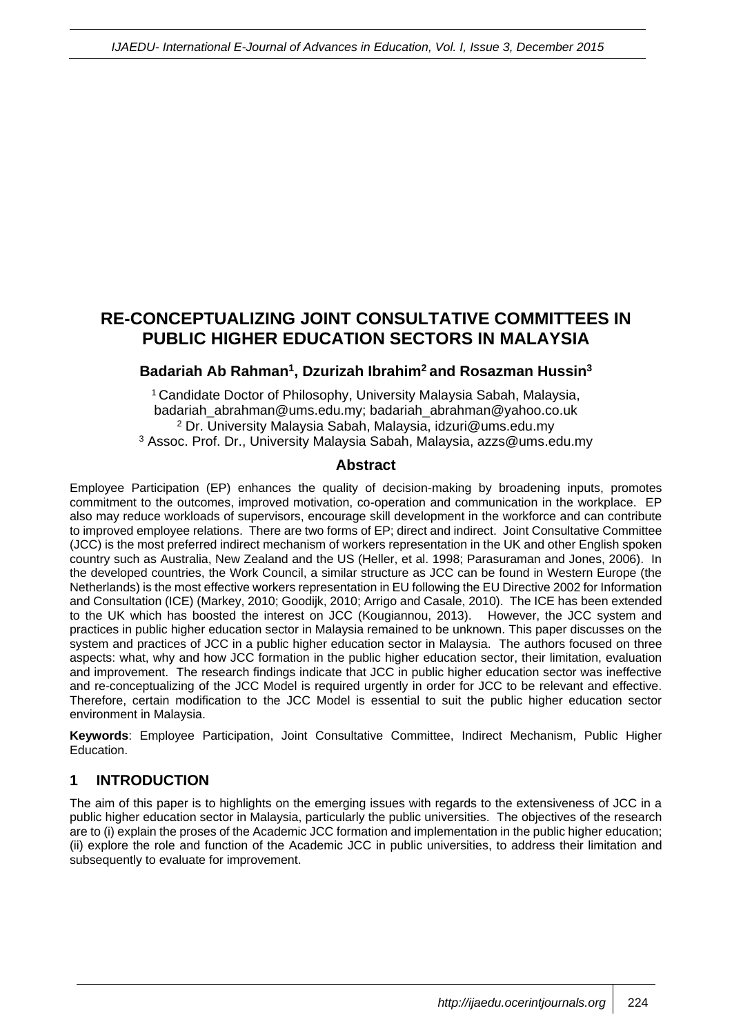# RE-CONCEPTUALIZING JOINT CONSULTATIVE COMMITTEES IN PUBLIC HIGHER EDUCATION SECTORS IN MALAYSIA

**Badariah Ab Rahman[1], Dzurizah Ibrahim[2] and Rosazman Hussin[3]**

[1] Candidate Doctor of Philosophy, University Malaysia Sabah, Malaysia, badariah_abrahman@ums.edu.my; badariah_abrahman@yahoo.co.uk
[2] Dr. University Malaysia Sabah, Malaysia, idzuri@ums.edu.my
[3] Assoc. Prof. Dr., University Malaysia Sabah, Malaysia, azzs@ums.edu.my

## Abstract

Employee Participation (EP) enhances the quality of decision-making by broadening inputs, promotes commitment to the outcomes, improved motivation, co-operation and communication in the workplace. EP also may reduce workloads of supervisors, encourage skill development in the workforce and can contribute to improved employee relations. There are two forms of EP; direct and indirect. Joint Consultative Committee (JCC) is the most preferred indirect mechanism of workers representation in the UK and other English spoken country such as Australia, New Zealand and the US (Heller, et al. 1998; Parasuraman and Jones, 2006). In the developed countries, the Work Council, a similar structure as JCC can be found in Western Europe (the Netherlands) is the most effective workers representation in EU following the EU Directive 2002 for Information and Consultation (ICE) (Markey, 2010; Goodijk, 2010; Arrigo and Casale, 2010). The ICE has been extended to the UK which has boosted the interest on JCC (Kougiannou, 2013). However, the JCC system and practices in public higher education sector in Malaysia remained to be unknown. This paper discusses on the system and practices of JCC in a public higher education sector in Malaysia. The authors focused on three aspects: what, why and how JCC formation in the public higher education sector, their limitation, evaluation and improvement. The research findings indicate that JCC in public higher education sector was ineffective and re-conceptualizing of the JCC Model is required urgently in order for JCC to be relevant and effective. Therefore, certain modification to the JCC Model is essential to suit the public higher education sector environment in Malaysia.

**Keywords**: Employee Participation, Joint Consultative Committee, Indirect Mechanism, Public Higher Education.

## 1 INTRODUCTION

The aim of this paper is to highlights on the emerging issues with regards to the extensiveness of JCC in a public higher education sector in Malaysia, particularly the public universities. The objectives of the research are to (i) explain the proses of the Academic JCC formation and implementation in the public higher education; (ii) explore the role and function of the Academic JCC in public universities, to address their limitation and subsequently to evaluate for improvement.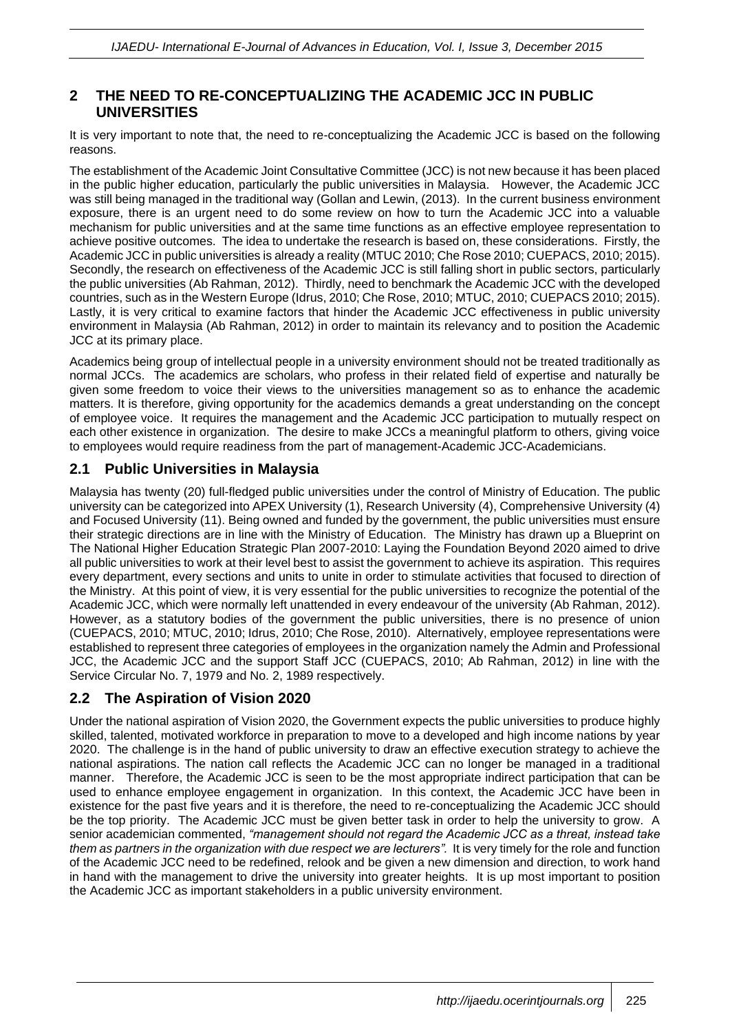## 2 THE NEED TO RE-CONCEPTUALIZING THE ACADEMIC JCC IN PUBLIC UNIVERSITIES

It is very important to note that, the need to re-conceptualizing the Academic JCC is based on the following reasons.

The establishment of the Academic Joint Consultative Committee (JCC) is not new because it has been placed in the public higher education, particularly the public universities in Malaysia. However, the Academic JCC was still being managed in the traditional way (Gollan and Lewin, (2013). In the current business environment exposure, there is an urgent need to do some review on how to turn the Academic JCC into a valuable mechanism for public universities and at the same time functions as an effective employee representation to achieve positive outcomes. The idea to undertake the research is based on, these considerations. Firstly, the Academic JCC in public universities is already a reality (MTUC 2010; Che Rose 2010; CUEPACS, 2010; 2015). Secondly, the research on effectiveness of the Academic JCC is still falling short in public sectors, particularly the public universities (Ab Rahman, 2012). Thirdly, need to benchmark the Academic JCC with the developed countries, such as in the Western Europe (Idrus, 2010; Che Rose, 2010; MTUC, 2010; CUEPACS 2010; 2015). Lastly, it is very critical to examine factors that hinder the Academic JCC effectiveness in public university environment in Malaysia (Ab Rahman, 2012) in order to maintain its relevancy and to position the Academic JCC at its primary place.

Academics being group of intellectual people in a university environment should not be treated traditionally as normal JCCs. The academics are scholars, who profess in their related field of expertise and naturally be given some freedom to voice their views to the universities management so as to enhance the academic matters. It is therefore, giving opportunity for the academics demands a great understanding on the concept of employee voice. It requires the management and the Academic JCC participation to mutually respect on each other existence in organization. The desire to make JCCs a meaningful platform to others, giving voice to employees would require readiness from the part of management-Academic JCC-Academicians.

### 2.1 Public Universities in Malaysia

Malaysia has twenty (20) full-fledged public universities under the control of Ministry of Education. The public university can be categorized into APEX University (1), Research University (4), Comprehensive University (4) and Focused University (11). Being owned and funded by the government, the public universities must ensure their strategic directions are in line with the Ministry of Education. The Ministry has drawn up a Blueprint on The National Higher Education Strategic Plan 2007-2010: Laying the Foundation Beyond 2020 aimed to drive all public universities to work at their level best to assist the government to achieve its aspiration. This requires every department, every sections and units to unite in order to stimulate activities that focused to direction of the Ministry. At this point of view, it is very essential for the public universities to recognize the potential of the Academic JCC, which were normally left unattended in every endeavour of the university (Ab Rahman, 2012). However, as a statutory bodies of the government the public universities, there is no presence of union (CUEPACS, 2010; MTUC, 2010; Idrus, 2010; Che Rose, 2010). Alternatively, employee representations were established to represent three categories of employees in the organization namely the Admin and Professional JCC, the Academic JCC and the support Staff JCC (CUEPACS, 2010; Ab Rahman, 2012) in line with the Service Circular No. 7, 1979 and No. 2, 1989 respectively.

### 2.2 The Aspiration of Vision 2020

Under the national aspiration of Vision 2020, the Government expects the public universities to produce highly skilled, talented, motivated workforce in preparation to move to a developed and high income nations by year 2020. The challenge is in the hand of public university to draw an effective execution strategy to achieve the national aspirations. The nation call reflects the Academic JCC can no longer be managed in a traditional manner. Therefore, the Academic JCC is seen to be the most appropriate indirect participation that can be used to enhance employee engagement in organization. In this context, the Academic JCC have been in existence for the past five years and it is therefore, the need to re-conceptualizing the Academic JCC should be the top priority. The Academic JCC must be given better task in order to help the university to grow. A senior academician commented, *"management should not regard the Academic JCC as a threat, instead take them as partners in the organization with due respect we are lecturers"*. It is very timely for the role and function of the Academic JCC need to be redefined, relook and be given a new dimension and direction, to work hand in hand with the management to drive the university into greater heights. It is up most important to position the Academic JCC as important stakeholders in a public university environment.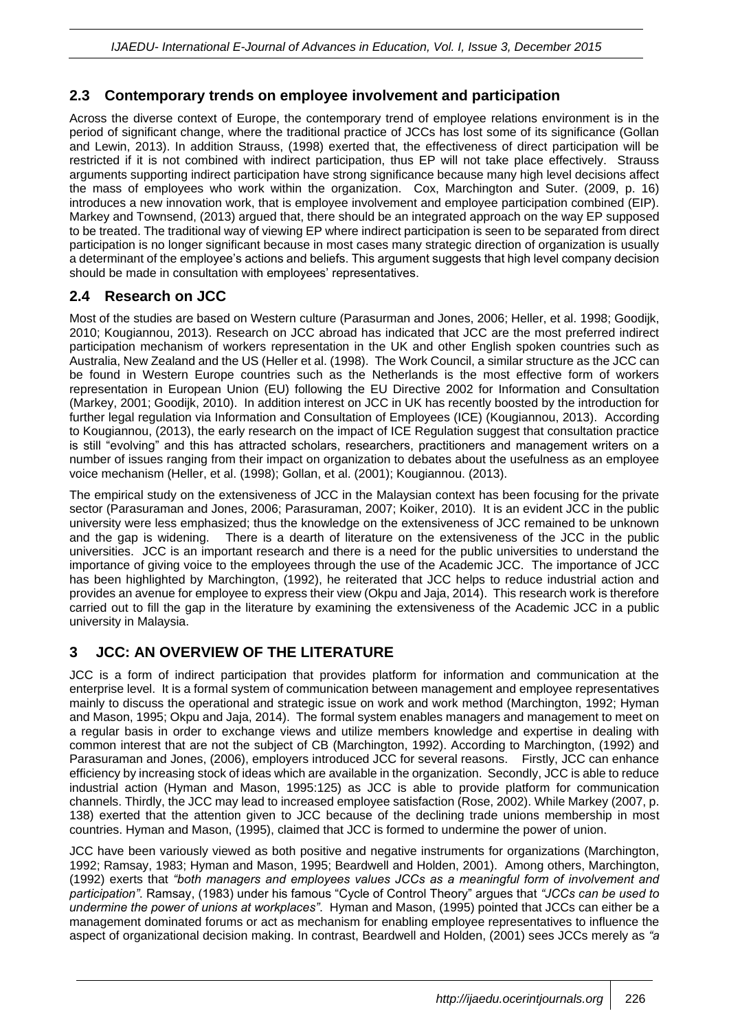## 2.3 Contemporary trends on employee involvement and participation

Across the diverse context of Europe, the contemporary trend of employee relations environment is in the period of significant change, where the traditional practice of JCCs has lost some of its significance (Gollan and Lewin, 2013). In addition Strauss, (1998) exerted that, the effectiveness of direct participation will be restricted if it is not combined with indirect participation, thus EP will not take place effectively. Strauss arguments supporting indirect participation have strong significance because many high level decisions affect the mass of employees who work within the organization. Cox, Marchington and Suter. (2009, p. 16) introduces a new innovation work, that is employee involvement and employee participation combined (EIP). Markey and Townsend, (2013) argued that, there should be an integrated approach on the way EP supposed to be treated. The traditional way of viewing EP where indirect participation is seen to be separated from direct participation is no longer significant because in most cases many strategic direction of organization is usually a determinant of the employee's actions and beliefs. This argument suggests that high level company decision should be made in consultation with employees' representatives.

## 2.4 Research on JCC

Most of the studies are based on Western culture (Parasurman and Jones, 2006; Heller, et al. 1998; Goodijk, 2010; Kougiannou, 2013). Research on JCC abroad has indicated that JCC are the most preferred indirect participation mechanism of workers representation in the UK and other English spoken countries such as Australia, New Zealand and the US (Heller et al. (1998). The Work Council, a similar structure as the JCC can be found in Western Europe countries such as the Netherlands is the most effective form of workers representation in European Union (EU) following the EU Directive 2002 for Information and Consultation (Markey, 2001; Goodijk, 2010). In addition interest on JCC in UK has recently boosted by the introduction for further legal regulation via Information and Consultation of Employees (ICE) (Kougiannou, 2013). According to Kougiannou, (2013), the early research on the impact of ICE Regulation suggest that consultation practice is still "evolving" and this has attracted scholars, researchers, practitioners and management writers on a number of issues ranging from their impact on organization to debates about the usefulness as an employee voice mechanism (Heller, et al. (1998); Gollan, et al. (2001); Kougiannou. (2013).

The empirical study on the extensiveness of JCC in the Malaysian context has been focusing for the private sector (Parasuraman and Jones, 2006; Parasuraman, 2007; Koiker, 2010). It is an evident JCC in the public university were less emphasized; thus the knowledge on the extensiveness of JCC remained to be unknown and the gap is widening. There is a dearth of literature on the extensiveness of the JCC in the public universities. JCC is an important research and there is a need for the public universities to understand the importance of giving voice to the employees through the use of the Academic JCC. The importance of JCC has been highlighted by Marchington, (1992), he reiterated that JCC helps to reduce industrial action and provides an avenue for employee to express their view (Okpu and Jaja, 2014). This research work is therefore carried out to fill the gap in the literature by examining the extensiveness of the Academic JCC in a public university in Malaysia.

# 3 JCC: AN OVERVIEW OF THE LITERATURE

JCC is a form of indirect participation that provides platform for information and communication at the enterprise level. It is a formal system of communication between management and employee representatives mainly to discuss the operational and strategic issue on work and work method (Marchington, 1992; Hyman and Mason, 1995; Okpu and Jaja, 2014). The formal system enables managers and management to meet on a regular basis in order to exchange views and utilize members knowledge and expertise in dealing with common interest that are not the subject of CB (Marchington, 1992). According to Marchington, (1992) and Parasuraman and Jones, (2006), employers introduced JCC for several reasons. Firstly, JCC can enhance efficiency by increasing stock of ideas which are available in the organization. Secondly, JCC is able to reduce industrial action (Hyman and Mason, 1995:125) as JCC is able to provide platform for communication channels. Thirdly, the JCC may lead to increased employee satisfaction (Rose, 2002). While Markey (2007, p. 138) exerted that the attention given to JCC because of the declining trade unions membership in most countries. Hyman and Mason, (1995), claimed that JCC is formed to undermine the power of union.

JCC have been variously viewed as both positive and negative instruments for organizations (Marchington, 1992; Ramsay, 1983; Hyman and Mason, 1995; Beardwell and Holden, 2001). Among others, Marchington, (1992) exerts that *"both managers and employees values JCCs as a meaningful form of involvement and participation"*. Ramsay, (1983) under his famous "Cycle of Control Theory" argues that *"JCCs can be used to undermine the power of unions at workplaces"*. Hyman and Mason, (1995) pointed that JCCs can either be a management dominated forums or act as mechanism for enabling employee representatives to influence the aspect of organizational decision making. In contrast, Beardwell and Holden, (2001) sees JCCs merely as *"a*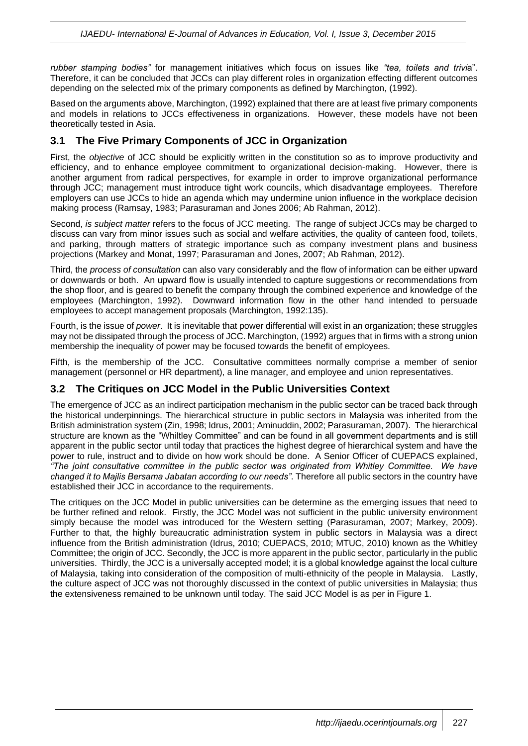*rubber stamping bodies"* for management initiatives which focus on issues like *"tea, toilets and trivi*a". Therefore, it can be concluded that JCCs can play different roles in organization effecting different outcomes depending on the selected mix of the primary components as defined by Marchington, (1992).

Based on the arguments above, Marchington, (1992) explained that there are at least five primary components and models in relations to JCCs effectiveness in organizations. However, these models have not been theoretically tested in Asia.

### 3.1 The Five Primary Components of JCC in Organization

First, the *objective* of JCC should be explicitly written in the constitution so as to improve productivity and efficiency, and to enhance employee commitment to organizational decision-making. However, there is another argument from radical perspectives, for example in order to improve organizational performance through JCC; management must introduce tight work councils, which disadvantage employees. Therefore employers can use JCCs to hide an agenda which may undermine union influence in the workplace decision making process (Ramsay, 1983; Parasuraman and Jones 2006; Ab Rahman, 2012).

Second, *is subject matter* refers to the focus of JCC meeting. The range of subject JCCs may be charged to discuss can vary from minor issues such as social and welfare activities, the quality of canteen food, toilets, and parking, through matters of strategic importance such as company investment plans and business projections (Markey and Monat, 1997; Parasuraman and Jones, 2007; Ab Rahman, 2012).

Third, the *process of consultation* can also vary considerably and the flow of information can be either upward or downwards or both. An upward flow is usually intended to capture suggestions or recommendations from the shop floor, and is geared to benefit the company through the combined experience and knowledge of the employees (Marchington, 1992). Downward information flow in the other hand intended to persuade employees to accept management proposals (Marchington, 1992:135).

Fourth, is the issue of *power*. It is inevitable that power differential will exist in an organization; these struggles may not be dissipated through the process of JCC. Marchington, (1992) argues that in firms with a strong union membership the inequality of power may be focused towards the benefit of employees.

Fifth, is the membership of the JCC. Consultative committees normally comprise a member of senior management (personnel or HR department), a line manager, and employee and union representatives.

### 3.2 The Critiques on JCC Model in the Public Universities Context

The emergence of JCC as an indirect participation mechanism in the public sector can be traced back through the historical underpinnings. The hierarchical structure in public sectors in Malaysia was inherited from the British administration system (Zin, 1998; Idrus, 2001; Aminuddin, 2002; Parasuraman, 2007). The hierarchical structure are known as the "Whiltley Committee" and can be found in all government departments and is still apparent in the public sector until today that practices the highest degree of hierarchical system and have the power to rule, instruct and to divide on how work should be done. A Senior Officer of CUEPACS explained, *"The joint consultative committee in the public sector was originated from Whitley Committee. We have changed it to Majlis Bersama Jabatan according to our needs".* Therefore all public sectors in the country have established their JCC in accordance to the requirements.

The critiques on the JCC Model in public universities can be determine as the emerging issues that need to be further refined and relook. Firstly, the JCC Model was not sufficient in the public university environment simply because the model was introduced for the Western setting (Parasuraman, 2007; Markey, 2009). Further to that, the highly bureaucratic administration system in public sectors in Malaysia was a direct influence from the British administration (Idrus, 2010; CUEPACS, 2010; MTUC, 2010) known as the Whitley Committee; the origin of JCC. Secondly, the JCC is more apparent in the public sector, particularly in the public universities. Thirdly, the JCC is a universally accepted model; it is a global knowledge against the local culture of Malaysia, taking into consideration of the composition of multi-ethnicity of the people in Malaysia. Lastly, the culture aspect of JCC was not thoroughly discussed in the context of public universities in Malaysia; thus the extensiveness remained to be unknown until today. The said JCC Model is as per in Figure 1.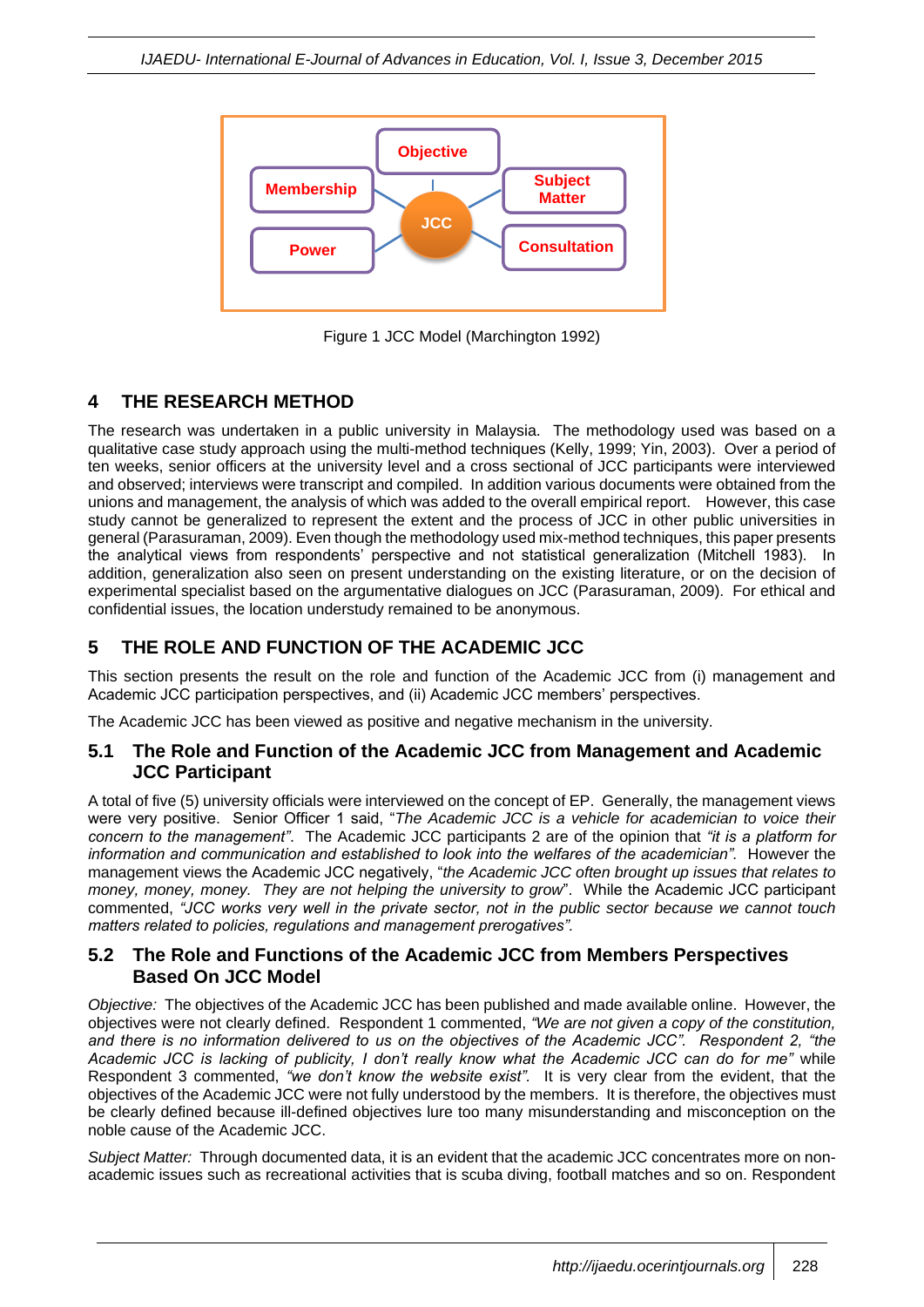Figure 1 JCC Model (Marchington 1992)

## 4 THE RESEARCH METHOD

The research was undertaken in a public university in Malaysia. The methodology used was based on a qualitative case study approach using the multi-method techniques (Kelly, 1999; Yin, 2003). Over a period of ten weeks, senior officers at the university level and a cross sectional of JCC participants were interviewed and observed; interviews were transcript and compiled. In addition various documents were obtained from the unions and management, the analysis of which was added to the overall empirical report. However, this case study cannot be generalized to represent the extent and the process of JCC in other public universities in general (Parasuraman, 2009). Even though the methodology used mix-method techniques, this paper presents the analytical views from respondents' perspective and not statistical generalization (Mitchell 1983). In addition, generalization also seen on present understanding on the existing literature, or on the decision of experimental specialist based on the argumentative dialogues on JCC (Parasuraman, 2009). For ethical and confidential issues, the location understudy remained to be anonymous.

## 5 THE ROLE AND FUNCTION OF THE ACADEMIC JCC

This section presents the result on the role and function of the Academic JCC from (i) management and Academic JCC participation perspectives, and (ii) Academic JCC members' perspectives.

The Academic JCC has been viewed as positive and negative mechanism in the university.

### 5.1 The Role and Function of the Academic JCC from Management and Academic JCC Participant

A total of five (5) university officials were interviewed on the concept of EP. Generally, the management views were very positive. Senior Officer 1 said, "*The Academic JCC is a vehicle for academician to voice their concern to the management*". The Academic JCC participants 2 are of the opinion that *"it is a platform for information and communication and established to look into the welfares of the academician".* However the management views the Academic JCC negatively, "*the Academic JCC often brought up issues that relates to money, money, money. They are not helping the university to grow*". While the Academic JCC participant commented, *"JCC works very well in the private sector, not in the public sector because we cannot touch matters related to policies, regulations and management prerogatives".*

### 5.2 The Role and Functions of the Academic JCC from Members Perspectives Based On JCC Model

*Objective:* The objectives of the Academic JCC has been published and made available online. However, the objectives were not clearly defined. Respondent 1 commented, *"We are not given a copy of the constitution, and there is no information delivered to us on the objectives of the Academic JCC". Respondent 2, "the Academic JCC is lacking of publicity, I don't really know what the Academic JCC can do for me"* while Respondent 3 commented, *"we don't know the website exist".* It is very clear from the evident, that the objectives of the Academic JCC were not fully understood by the members. It is therefore, the objectives must be clearly defined because ill-defined objectives lure too many misunderstanding and misconception on the noble cause of the Academic JCC.

*Subject Matter:* Through documented data, it is an evident that the academic JCC concentrates more on non-academic issues such as recreational activities that is scuba diving, football matches and so on. Respondent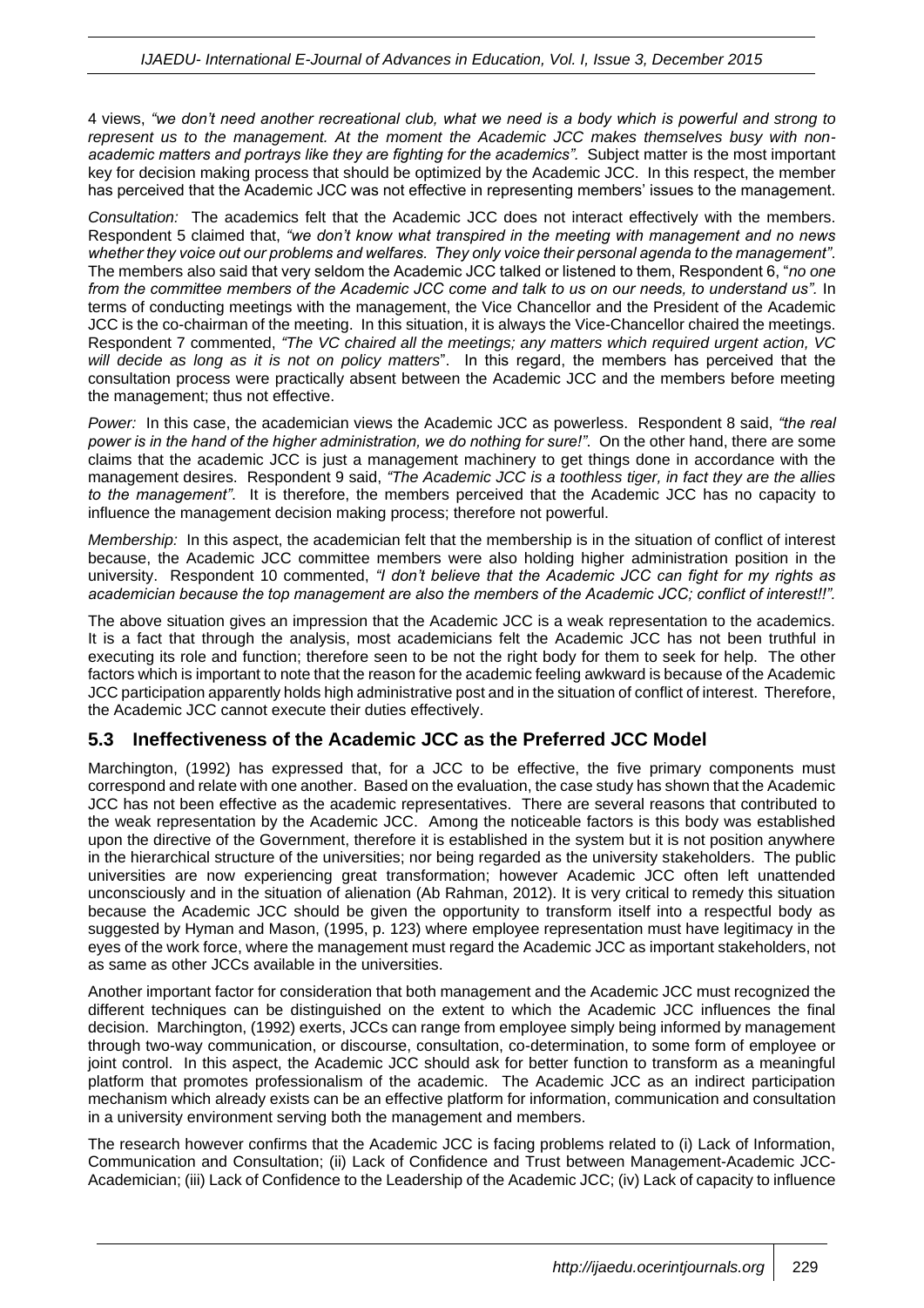4 views, *"we don't need another recreational club, what we need is a body which is powerful and strong to represent us to the management. At the moment the Academic JCC makes themselves busy with non-academic matters and portrays like they are fighting for the academics".* Subject matter is the most important key for decision making process that should be optimized by the Academic JCC. In this respect, the member has perceived that the Academic JCC was not effective in representing members' issues to the management.

*Consultation:* The academics felt that the Academic JCC does not interact effectively with the members. Respondent 5 claimed that, *"we don't know what transpired in the meeting with management and no news whether they voice out our problems and welfares. They only voice their personal agenda to the management".* The members also said that very seldom the Academic JCC talked or listened to them, Respondent 6, "*no one from the committee members of the Academic JCC come and talk to us on our needs, to understand us".* In terms of conducting meetings with the management, the Vice Chancellor and the President of the Academic JCC is the co-chairman of the meeting. In this situation, it is always the Vice-Chancellor chaired the meetings. Respondent 7 commented, *"The VC chaired all the meetings; any matters which required urgent action, VC will decide as long as it is not on policy matters*". In this regard, the members has perceived that the consultation process were practically absent between the Academic JCC and the members before meeting the management; thus not effective.

*Power:* In this case, the academician views the Academic JCC as powerless. Respondent 8 said, *"the real power is in the hand of the higher administration, we do nothing for sure!".* On the other hand, there are some claims that the academic JCC is just a management machinery to get things done in accordance with the management desires. Respondent 9 said, *"The Academic JCC is a toothless tiger, in fact they are the allies to the management".* It is therefore, the members perceived that the Academic JCC has no capacity to influence the management decision making process; therefore not powerful.

*Membership:* In this aspect, the academician felt that the membership is in the situation of conflict of interest because, the Academic JCC committee members were also holding higher administration position in the university. Respondent 10 commented, *"I don't believe that the Academic JCC can fight for my rights as academician because the top management are also the members of the Academic JCC; conflict of interest!!".*

The above situation gives an impression that the Academic JCC is a weak representation to the academics. It is a fact that through the analysis, most academicians felt the Academic JCC has not been truthful in executing its role and function; therefore seen to be not the right body for them to seek for help. The other factors which is important to note that the reason for the academic feeling awkward is because of the Academic JCC participation apparently holds high administrative post and in the situation of conflict of interest. Therefore, the Academic JCC cannot execute their duties effectively.

## 5.3 Ineffectiveness of the Academic JCC as the Preferred JCC Model

Marchington, (1992) has expressed that, for a JCC to be effective, the five primary components must correspond and relate with one another. Based on the evaluation, the case study has shown that the Academic JCC has not been effective as the academic representatives. There are several reasons that contributed to the weak representation by the Academic JCC. Among the noticeable factors is this body was established upon the directive of the Government, therefore it is established in the system but it is not position anywhere in the hierarchical structure of the universities; nor being regarded as the university stakeholders. The public universities are now experiencing great transformation; however Academic JCC often left unattended unconsciously and in the situation of alienation (Ab Rahman, 2012). It is very critical to remedy this situation because the Academic JCC should be given the opportunity to transform itself into a respectful body as suggested by Hyman and Mason, (1995, p. 123) where employee representation must have legitimacy in the eyes of the work force, where the management must regard the Academic JCC as important stakeholders, not as same as other JCCs available in the universities.

Another important factor for consideration that both management and the Academic JCC must recognized the different techniques can be distinguished on the extent to which the Academic JCC influences the final decision. Marchington, (1992) exerts, JCCs can range from employee simply being informed by management through two-way communication, or discourse, consultation, co-determination, to some form of employee or joint control. In this aspect, the Academic JCC should ask for better function to transform as a meaningful platform that promotes professionalism of the academic. The Academic JCC as an indirect participation mechanism which already exists can be an effective platform for information, communication and consultation in a university environment serving both the management and members.

The research however confirms that the Academic JCC is facing problems related to (i) Lack of Information, Communication and Consultation; (ii) Lack of Confidence and Trust between Management-Academic JCC-Academician; (iii) Lack of Confidence to the Leadership of the Academic JCC; (iv) Lack of capacity to influence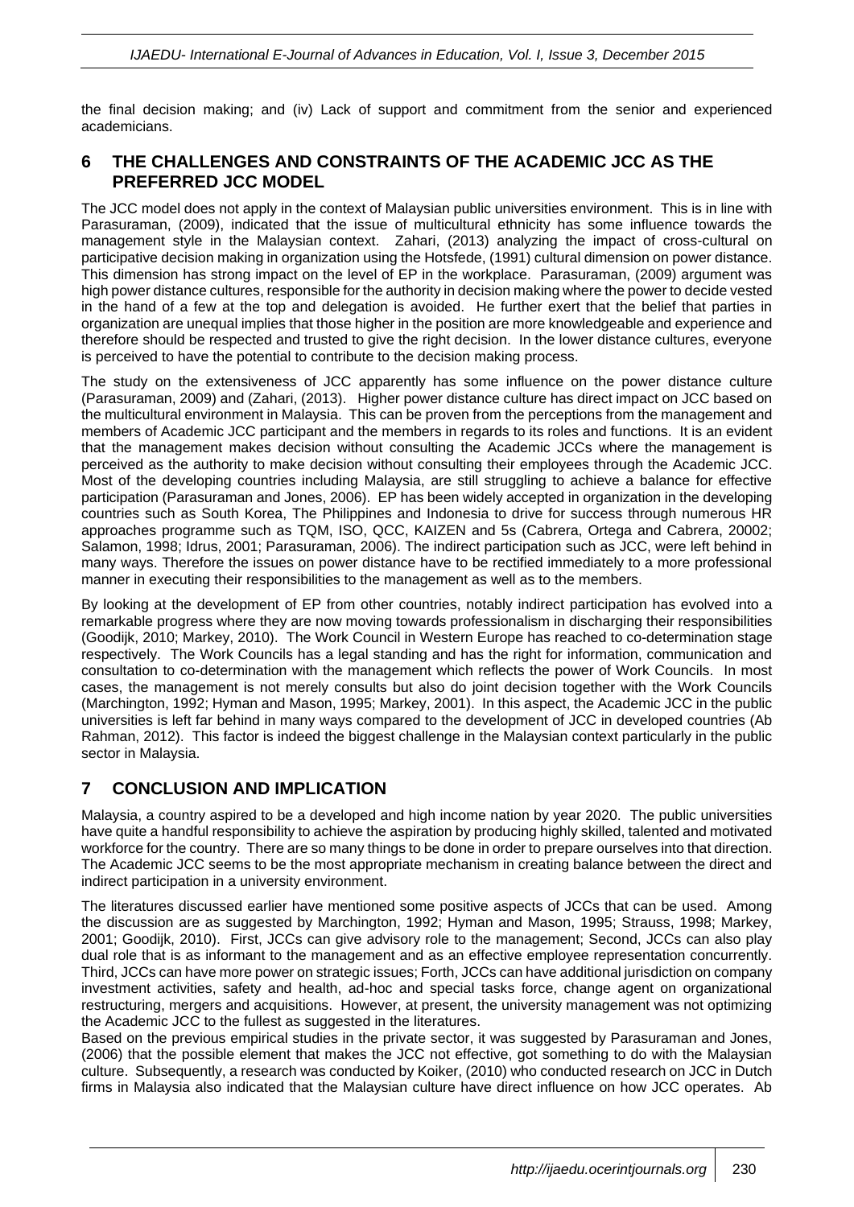the final decision making; and (iv) Lack of support and commitment from the senior and experienced academicians.

## 6 THE CHALLENGES AND CONSTRAINTS OF THE ACADEMIC JCC AS THE PREFERRED JCC MODEL

The JCC model does not apply in the context of Malaysian public universities environment. This is in line with Parasuraman, (2009), indicated that the issue of multicultural ethnicity has some influence towards the management style in the Malaysian context. Zahari, (2013) analyzing the impact of cross-cultural on participative decision making in organization using the Hotsfede, (1991) cultural dimension on power distance. This dimension has strong impact on the level of EP in the workplace. Parasuraman, (2009) argument was high power distance cultures, responsible for the authority in decision making where the power to decide vested in the hand of a few at the top and delegation is avoided. He further exert that the belief that parties in organization are unequal implies that those higher in the position are more knowledgeable and experience and therefore should be respected and trusted to give the right decision. In the lower distance cultures, everyone is perceived to have the potential to contribute to the decision making process.

The study on the extensiveness of JCC apparently has some influence on the power distance culture (Parasuraman, 2009) and (Zahari, (2013). Higher power distance culture has direct impact on JCC based on the multicultural environment in Malaysia. This can be proven from the perceptions from the management and members of Academic JCC participant and the members in regards to its roles and functions. It is an evident that the management makes decision without consulting the Academic JCCs where the management is perceived as the authority to make decision without consulting their employees through the Academic JCC. Most of the developing countries including Malaysia, are still struggling to achieve a balance for effective participation (Parasuraman and Jones, 2006). EP has been widely accepted in organization in the developing countries such as South Korea, The Philippines and Indonesia to drive for success through numerous HR approaches programme such as TQM, ISO, QCC, KAIZEN and 5s (Cabrera, Ortega and Cabrera, 20002; Salamon, 1998; Idrus, 2001; Parasuraman, 2006). The indirect participation such as JCC, were left behind in many ways. Therefore the issues on power distance have to be rectified immediately to a more professional manner in executing their responsibilities to the management as well as to the members.

By looking at the development of EP from other countries, notably indirect participation has evolved into a remarkable progress where they are now moving towards professionalism in discharging their responsibilities (Goodijk, 2010; Markey, 2010). The Work Council in Western Europe has reached to co-determination stage respectively. The Work Councils has a legal standing and has the right for information, communication and consultation to co-determination with the management which reflects the power of Work Councils. In most cases, the management is not merely consults but also do joint decision together with the Work Councils (Marchington, 1992; Hyman and Mason, 1995; Markey, 2001). In this aspect, the Academic JCC in the public universities is left far behind in many ways compared to the development of JCC in developed countries (Ab Rahman, 2012). This factor is indeed the biggest challenge in the Malaysian context particularly in the public sector in Malaysia.

## 7 CONCLUSION AND IMPLICATION

Malaysia, a country aspired to be a developed and high income nation by year 2020. The public universities have quite a handful responsibility to achieve the aspiration by producing highly skilled, talented and motivated workforce for the country. There are so many things to be done in order to prepare ourselves into that direction. The Academic JCC seems to be the most appropriate mechanism in creating balance between the direct and indirect participation in a university environment.

The literatures discussed earlier have mentioned some positive aspects of JCCs that can be used. Among the discussion are as suggested by Marchington, 1992; Hyman and Mason, 1995; Strauss, 1998; Markey, 2001; Goodijk, 2010). First, JCCs can give advisory role to the management; Second, JCCs can also play dual role that is as informant to the management and as an effective employee representation concurrently. Third, JCCs can have more power on strategic issues; Forth, JCCs can have additional jurisdiction on company investment activities, safety and health, ad-hoc and special tasks force, change agent on organizational restructuring, mergers and acquisitions. However, at present, the university management was not optimizing the Academic JCC to the fullest as suggested in the literatures.

Based on the previous empirical studies in the private sector, it was suggested by Parasuraman and Jones, (2006) that the possible element that makes the JCC not effective, got something to do with the Malaysian culture. Subsequently, a research was conducted by Koiker, (2010) who conducted research on JCC in Dutch firms in Malaysia also indicated that the Malaysian culture have direct influence on how JCC operates. Ab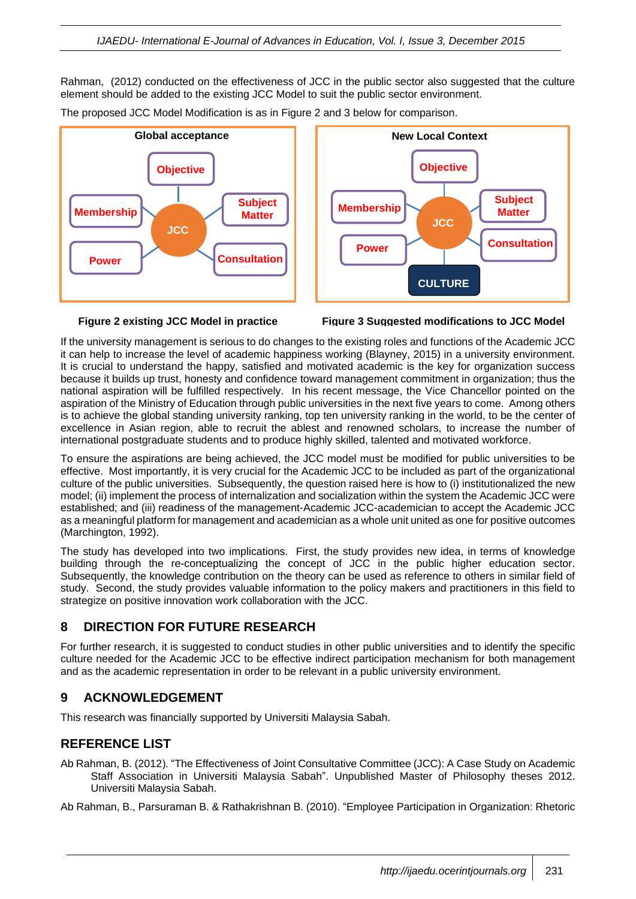Rahman, (2012) conducted on the effectiveness of JCC in the public sector also suggested that the culture element should be added to the existing JCC Model to suit the public sector environment.

The proposed JCC Model Modification is as in Figure 2 and 3 below for comparison.

**Global acceptance**

Objective, Membership, Subject Matter, JCC, Power, Consultation

**New Local Context**

Objective, Membership, Subject Matter, JCC, Power, Consultation, CULTURE

**Figure 2 existing JCC Model in practice**

**Figure 3 Suggested modifications to JCC Model**

If the university management is serious to do changes to the existing roles and functions of the Academic JCC it can help to increase the level of academic happiness working (Blayney, 2015) in a university environment. It is crucial to understand the happy, satisfied and motivated academic is the key for organization success because it builds up trust, honesty and confidence toward management commitment in organization; thus the national aspiration will be fulfilled respectively. In his recent message, the Vice Chancellor pointed on the aspiration of the Ministry of Education through public universities in the next five years to come. Among others is to achieve the global standing university ranking, top ten university ranking in the world, to be the center of excellence in Asian region, able to recruit the ablest and renowned scholars, to increase the number of international postgraduate students and to produce highly skilled, talented and motivated workforce.

To ensure the aspirations are being achieved, the JCC model must be modified for public universities to be effective. Most importantly, it is very crucial for the Academic JCC to be included as part of the organizational culture of the public universities. Subsequently, the question raised here is how to (i) institutionalized the new model; (ii) implement the process of internalization and socialization within the system the Academic JCC were established; and (iii) readiness of the management-Academic JCC-academician to accept the Academic JCC as a meaningful platform for management and academician as a whole unit united as one for positive outcomes (Marchington, 1992).

The study has developed into two implications. First, the study provides new idea, in terms of knowledge building through the re-conceptualizing the concept of JCC in the public higher education sector. Subsequently, the knowledge contribution on the theory can be used as reference to others in similar field of study. Second, the study provides valuable information to the policy makers and practitioners in this field to strategize on positive innovation work collaboration with the JCC.

## 8 DIRECTION FOR FUTURE RESEARCH

For further research, it is suggested to conduct studies in other public universities and to identify the specific culture needed for the Academic JCC to be effective indirect participation mechanism for both management and as the academic representation in order to be relevant in a public university environment.

## 9 ACKNOWLEDGEMENT

This research was financially supported by Universiti Malaysia Sabah.

## REFERENCE LIST

Ab Rahman, B. (2012). "The Effectiveness of Joint Consultative Committee (JCC): A Case Study on Academic Staff Association in Universiti Malaysia Sabah". Unpublished Master of Philosophy theses 2012. Universiti Malaysia Sabah.

Ab Rahman, B., Parsuraman B. & Rathakrishnan B. (2010). "Employee Participation in Organization: Rhetoric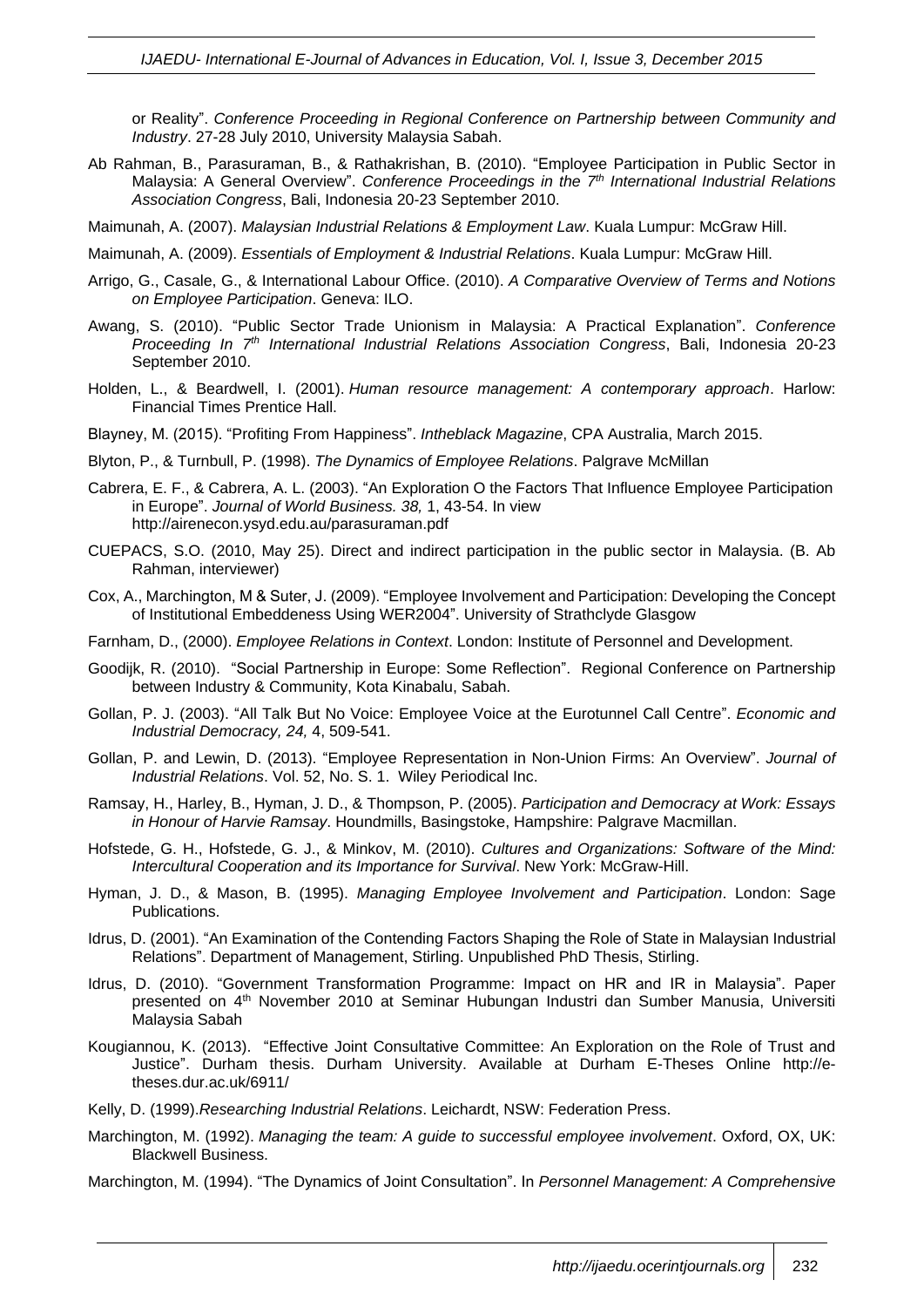or Reality". *Conference Proceeding in Regional Conference on Partnership between Community and Industry*. 27-28 July 2010, University Malaysia Sabah.

Ab Rahman, B., Parasuraman, B., & Rathakrishan, B. (2010). "Employee Participation in Public Sector in Malaysia: A General Overview". *Conference Proceedings in the 7th International Industrial Relations Association Congress*, Bali, Indonesia 20-23 September 2010.

Maimunah, A. (2007). *Malaysian Industrial Relations & Employment Law*. Kuala Lumpur: McGraw Hill.

Maimunah, A. (2009). *Essentials of Employment & Industrial Relations*. Kuala Lumpur: McGraw Hill.

Arrigo, G., Casale, G., & International Labour Office. (2010). *A Comparative Overview of Terms and Notions on Employee Participation*. Geneva: ILO.

Awang, S. (2010). "Public Sector Trade Unionism in Malaysia: A Practical Explanation". *Conference Proceeding In 7th International Industrial Relations Association Congress*, Bali, Indonesia 20-23 September 2010.

Holden, L., & Beardwell, I. (2001). *Human resource management: A contemporary approach*. Harlow: Financial Times Prentice Hall.

Blayney, M. (2015). "Profiting From Happiness". *Intheblack Magazine*, CPA Australia, March 2015.

Blyton, P., & Turnbull, P. (1998). *The Dynamics of Employee Relations*. Palgrave McMillan

Cabrera, E. F., & Cabrera, A. L. (2003). "An Exploration O the Factors That Influence Employee Participation in Europe". *Journal of World Business. 38,* 1, 43-54. In view http://airenecon.ysyd.edu.au/parasuraman.pdf

CUEPACS, S.O. (2010, May 25). Direct and indirect participation in the public sector in Malaysia. (B. Ab Rahman, interviewer)

Cox, A., Marchington, M & Suter, J. (2009). "Employee Involvement and Participation: Developing the Concept of Institutional Embeddeness Using WER2004". University of Strathclyde Glasgow

Farnham, D., (2000). *Employee Relations in Context*. London: Institute of Personnel and Development.

Goodijk, R. (2010). "Social Partnership in Europe: Some Reflection". Regional Conference on Partnership between Industry & Community, Kota Kinabalu, Sabah.

Gollan, P. J. (2003). "All Talk But No Voice: Employee Voice at the Eurotunnel Call Centre". *Economic and Industrial Democracy, 24,* 4, 509-541.

Gollan, P. and Lewin, D. (2013). "Employee Representation in Non-Union Firms: An Overview". *Journal of Industrial Relations*. Vol. 52, No. S. 1. Wiley Periodical Inc.

Ramsay, H., Harley, B., Hyman, J. D., & Thompson, P. (2005). *Participation and Democracy at Work: Essays in Honour of Harvie Ramsay*. Houndmills, Basingstoke, Hampshire: Palgrave Macmillan.

Hofstede, G. H., Hofstede, G. J., & Minkov, M. (2010). *Cultures and Organizations: Software of the Mind: Intercultural Cooperation and its Importance for Survival*. New York: McGraw-Hill.

Hyman, J. D., & Mason, B. (1995). *Managing Employee Involvement and Participation*. London: Sage Publications.

Idrus, D. (2001). "An Examination of the Contending Factors Shaping the Role of State in Malaysian Industrial Relations". Department of Management, Stirling. Unpublished PhD Thesis, Stirling.

Idrus, D. (2010). "Government Transformation Programme: Impact on HR and IR in Malaysia". Paper presented on 4th November 2010 at Seminar Hubungan Industri dan Sumber Manusia, Universiti Malaysia Sabah

Kougiannou, K. (2013). "Effective Joint Consultative Committee: An Exploration on the Role of Trust and Justice". Durham thesis. Durham University. Available at Durham E-Theses Online http://e-theses.dur.ac.uk/6911/

Kelly, D. (1999).*Researching Industrial Relations*. Leichardt, NSW: Federation Press.

Marchington, M. (1992). *Managing the team: A guide to successful employee involvement*. Oxford, OX, UK: Blackwell Business.

Marchington, M. (1994). "The Dynamics of Joint Consultation". In *Personnel Management: A Comprehensive*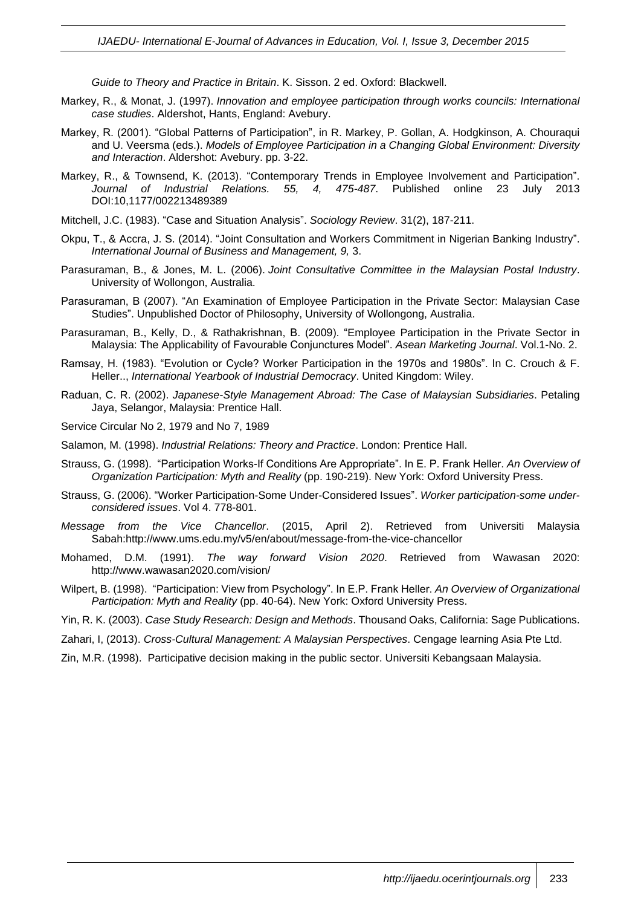*Guide to Theory and Practice in Britain*. K. Sisson. 2 ed. Oxford: Blackwell.

Markey, R., & Monat, J. (1997). *Innovation and employee participation through works councils: International case studies*. Aldershot, Hants, England: Avebury.

Markey, R. (2001). "Global Patterns of Participation", in R. Markey, P. Gollan, A. Hodgkinson, A. Chouraqui and U. Veersma (eds.). *Models of Employee Participation in a Changing Global Environment: Diversity and Interaction*. Aldershot: Avebury. pp. 3-22.

Markey, R., & Townsend, K. (2013). "Contemporary Trends in Employee Involvement and Participation". *Journal of Industrial Relations. 55, 4, 475-487*. Published online 23 July 2013 DOI:10,1177/002213489389

Mitchell, J.C. (1983). "Case and Situation Analysis". *Sociology Review*. 31(2), 187-211.

Okpu, T., & Accra, J. S. (2014). "Joint Consultation and Workers Commitment in Nigerian Banking Industry". *International Journal of Business and Management, 9,* 3.

Parasuraman, B., & Jones, M. L. (2006). *Joint Consultative Committee in the Malaysian Postal Industry*. University of Wollongon, Australia.

Parasuraman, B (2007). "An Examination of Employee Participation in the Private Sector: Malaysian Case Studies". Unpublished Doctor of Philosophy, University of Wollongong, Australia.

Parasuraman, B., Kelly, D., & Rathakrishnan, B. (2009). "Employee Participation in the Private Sector in Malaysia: The Applicability of Favourable Conjunctures Model". *Asean Marketing Journal*. Vol.1-No. 2.

Ramsay, H. (1983). "Evolution or Cycle? Worker Participation in the 1970s and 1980s". In C. Crouch & F. Heller.., *International Yearbook of Industrial Democracy*. United Kingdom: Wiley.

Raduan, C. R. (2002). *Japanese-Style Management Abroad: The Case of Malaysian Subsidiaries*. Petaling Jaya, Selangor, Malaysia: Prentice Hall.

Service Circular No 2, 1979 and No 7, 1989

Salamon, M. (1998). *Industrial Relations: Theory and Practice*. London: Prentice Hall.

Strauss, G. (1998). "Participation Works-If Conditions Are Appropriate". In E. P. Frank Heller. *An Overview of Organization Participation: Myth and Reality* (pp. 190-219). New York: Oxford University Press.

Strauss, G. (2006). "Worker Participation-Some Under-Considered Issues". *Worker participation-some under-considered issues*. Vol 4. 778-801.

*Message from the Vice Chancellor*. (2015, April 2). Retrieved from Universiti Malaysia Sabah:http://www.ums.edu.my/v5/en/about/message-from-the-vice-chancellor

Mohamed, D.M. (1991). *The way forward Vision 2020*. Retrieved from Wawasan 2020: http://www.wawasan2020.com/vision/

Wilpert, B. (1998). "Participation: View from Psychology". In E.P. Frank Heller. *An Overview of Organizational Participation: Myth and Reality* (pp. 40-64). New York: Oxford University Press.

Yin, R. K. (2003). *Case Study Research: Design and Methods*. Thousand Oaks, California: Sage Publications.

Zahari, I, (2013). *Cross-Cultural Management: A Malaysian Perspectives*. Cengage learning Asia Pte Ltd.

Zin, M.R. (1998). Participative decision making in the public sector. Universiti Kebangsaan Malaysia.